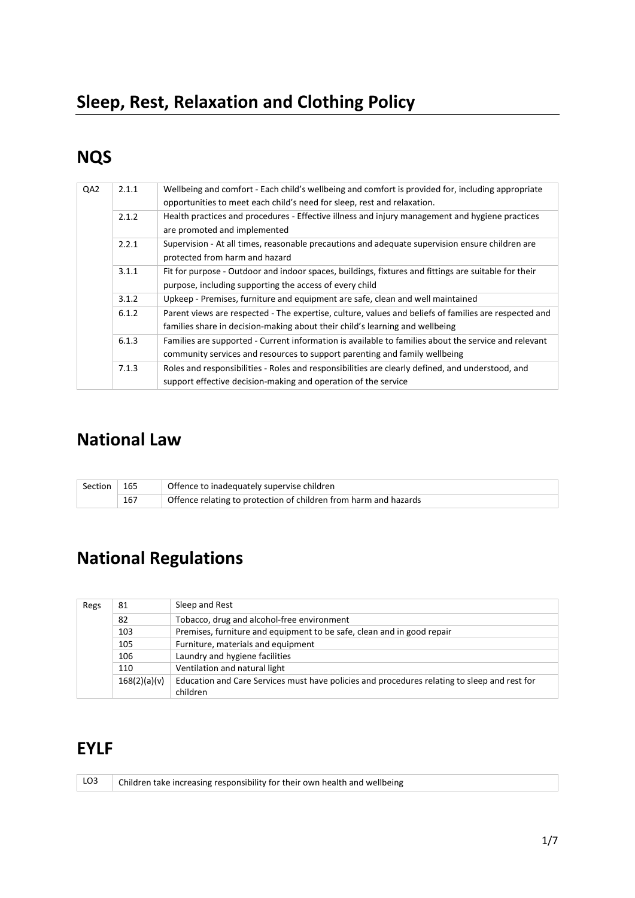# Sleep, Rest, Relaxation and Clothing Policy

## NQS

| | | |
|---|---|---|
| QA2 | 2.1.1 | Wellbeing and comfort - Each child's wellbeing and comfort is provided for, including appropriate opportunities to meet each child's need for sleep, rest and relaxation. |
| | 2.1.2 | Health practices and procedures - Effective illness and injury management and hygiene practices are promoted and implemented |
| | 2.2.1 | Supervision - At all times, reasonable precautions and adequate supervision ensure children are protected from harm and hazard |
| | 3.1.1 | Fit for purpose - Outdoor and indoor spaces, buildings, fixtures and fittings are suitable for their purpose, including supporting the access of every child |
| | 3.1.2 | Upkeep - Premises, furniture and equipment are safe, clean and well maintained |
| | 6.1.2 | Parent views are respected - The expertise, culture, values and beliefs of families are respected and families share in decision-making about their child's learning and wellbeing |
| | 6.1.3 | Families are supported - Current information is available to families about the service and relevant community services and resources to support parenting and family wellbeing |
| | 7.1.3 | Roles and responsibilities - Roles and responsibilities are clearly defined, and understood, and support effective decision-making and operation of the service |

## National Law

| | | |
|---|---|---|
| Section | 165 | Offence to inadequately supervise children |
| | 167 | Offence relating to protection of children from harm and hazards |

## National Regulations

| | | |
|---|---|---|
| Regs | 81 | Sleep and Rest |
| | 82 | Tobacco, drug and alcohol-free environment |
| | 103 | Premises, furniture and equipment to be safe, clean and in good repair |
| | 105 | Furniture, materials and equipment |
| | 106 | Laundry and hygiene facilities |
| | 110 | Ventilation and natural light |
| | 168(2)(a)(v) | Education and Care Services must have policies and procedures relating to sleep and rest for children |

## EYLF

| | |
|---|---|
| LO3 | Children take increasing responsibility for their own health and wellbeing |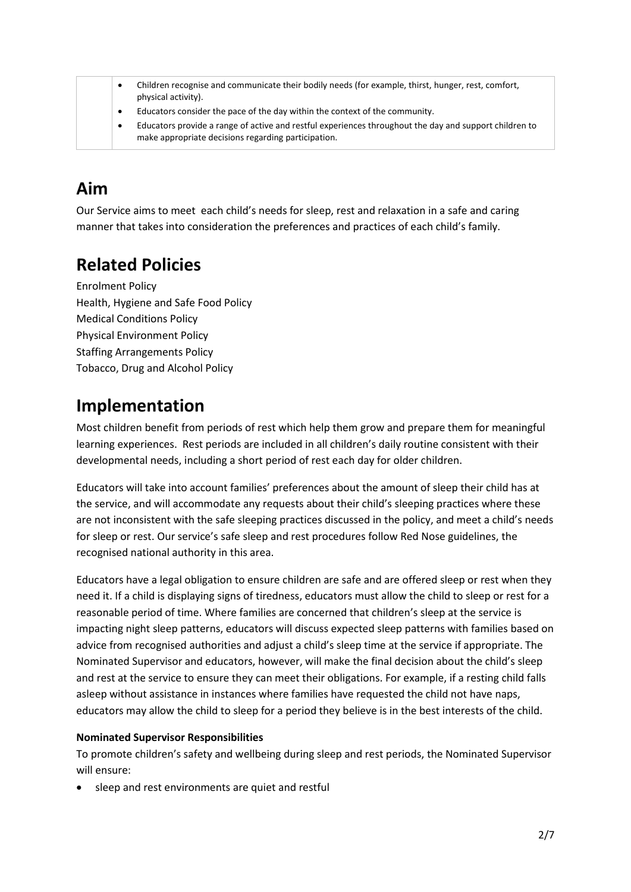|  | <ul><li>Children recognise and communicate their bodily needs (for example, thirst, hunger, rest, comfort, physical activity).</li><li>Educators consider the pace of the day within the context of the community.</li><li>Educators provide a range of active and restful experiences throughout the day and support children to make appropriate decisions regarding participation.</li></ul> |
|---|---|

## Aim

Our Service aims to meet each child's needs for sleep, rest and relaxation in a safe and caring manner that takes into consideration the preferences and practices of each child's family.

## Related Policies

Enrolment Policy
Health, Hygiene and Safe Food Policy
Medical Conditions Policy
Physical Environment Policy
Staffing Arrangements Policy
Tobacco, Drug and Alcohol Policy

## Implementation

Most children benefit from periods of rest which help them grow and prepare them for meaningful learning experiences. Rest periods are included in all children's daily routine consistent with their developmental needs, including a short period of rest each day for older children.

Educators will take into account families' preferences about the amount of sleep their child has at the service, and will accommodate any requests about their child's sleeping practices where these are not inconsistent with the safe sleeping practices discussed in the policy, and meet a child's needs for sleep or rest. Our service's safe sleep and rest procedures follow Red Nose guidelines, the recognised national authority in this area.

Educators have a legal obligation to ensure children are safe and are offered sleep or rest when they need it. If a child is displaying signs of tiredness, educators must allow the child to sleep or rest for a reasonable period of time. Where families are concerned that children's sleep at the service is impacting night sleep patterns, educators will discuss expected sleep patterns with families based on advice from recognised authorities and adjust a child's sleep time at the service if appropriate. The Nominated Supervisor and educators, however, will make the final decision about the child's sleep and rest at the service to ensure they can meet their obligations. For example, if a resting child falls asleep without assistance in instances where families have requested the child not have naps, educators may allow the child to sleep for a period they believe is in the best interests of the child.

**Nominated Supervisor Responsibilities**

To promote children's safety and wellbeing during sleep and rest periods, the Nominated Supervisor will ensure:

- sleep and rest environments are quiet and restful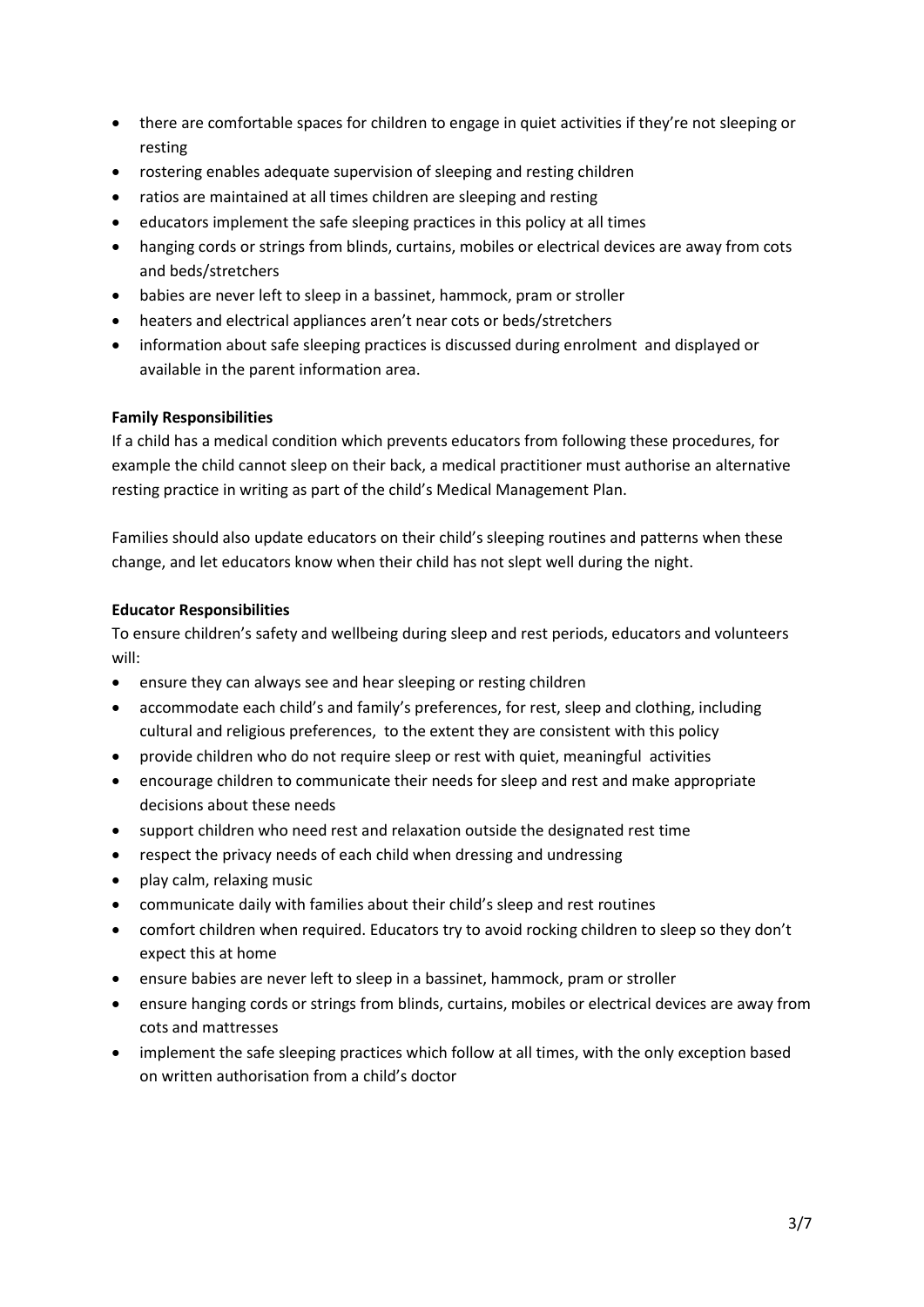- there are comfortable spaces for children to engage in quiet activities if they're not sleeping or resting
- rostering enables adequate supervision of sleeping and resting children
- ratios are maintained at all times children are sleeping and resting
- educators implement the safe sleeping practices in this policy at all times
- hanging cords or strings from blinds, curtains, mobiles or electrical devices are away from cots and beds/stretchers
- babies are never left to sleep in a bassinet, hammock, pram or stroller
- heaters and electrical appliances aren't near cots or beds/stretchers
- information about safe sleeping practices is discussed during enrolment and displayed or available in the parent information area.

**Family Responsibilities**

If a child has a medical condition which prevents educators from following these procedures, for example the child cannot sleep on their back, a medical practitioner must authorise an alternative resting practice in writing as part of the child's Medical Management Plan.

Families should also update educators on their child's sleeping routines and patterns when these change, and let educators know when their child has not slept well during the night.

**Educator Responsibilities**

To ensure children's safety and wellbeing during sleep and rest periods, educators and volunteers will:

- ensure they can always see and hear sleeping or resting children
- accommodate each child's and family's preferences, for rest, sleep and clothing, including cultural and religious preferences, to the extent they are consistent with this policy
- provide children who do not require sleep or rest with quiet, meaningful activities
- encourage children to communicate their needs for sleep and rest and make appropriate decisions about these needs
- support children who need rest and relaxation outside the designated rest time
- respect the privacy needs of each child when dressing and undressing
- play calm, relaxing music
- communicate daily with families about their child's sleep and rest routines
- comfort children when required. Educators try to avoid rocking children to sleep so they don't expect this at home
- ensure babies are never left to sleep in a bassinet, hammock, pram or stroller
- ensure hanging cords or strings from blinds, curtains, mobiles or electrical devices are away from cots and mattresses
- implement the safe sleeping practices which follow at all times, with the only exception based on written authorisation from a child's doctor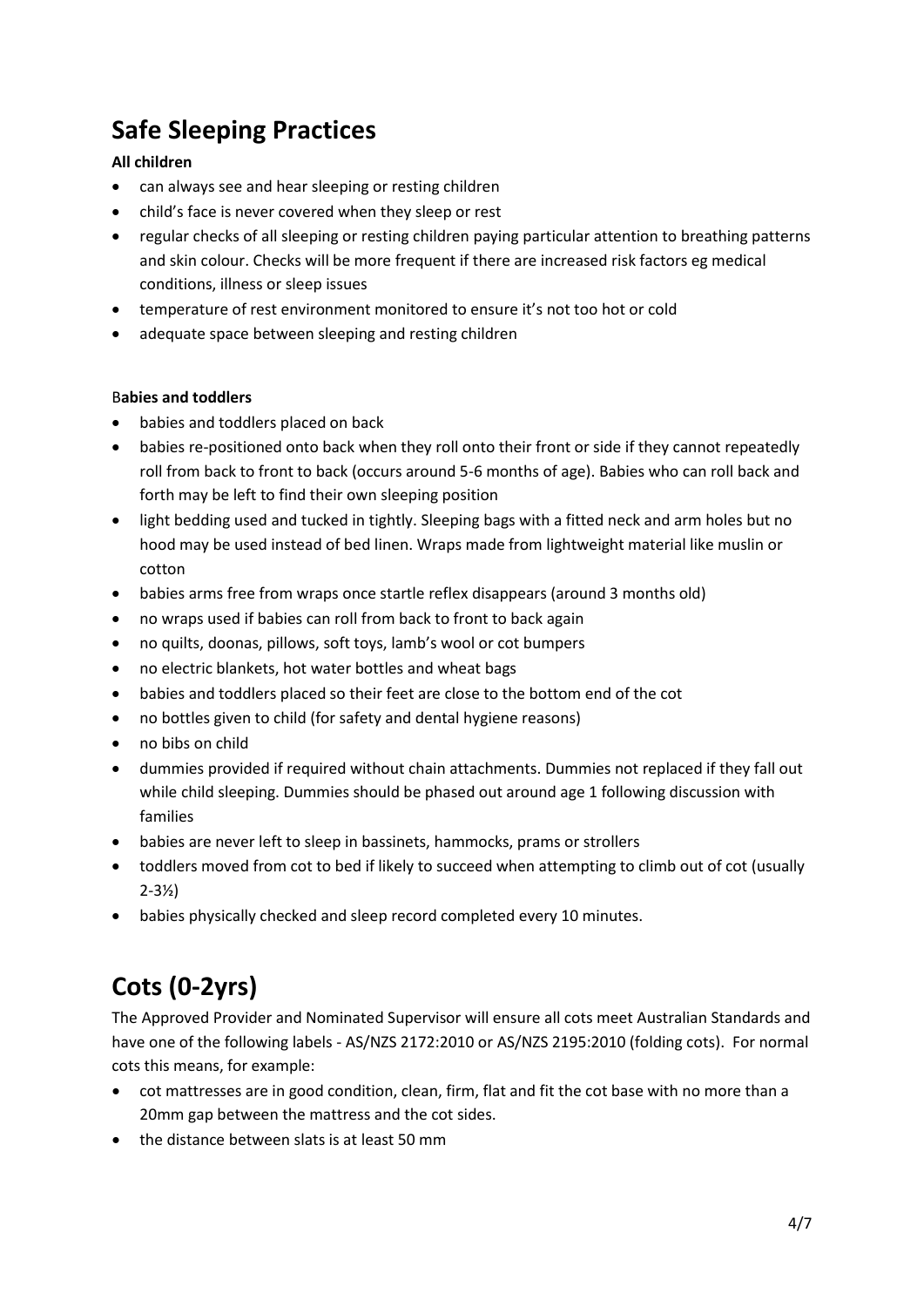# Safe Sleeping Practices

**All children**

- can always see and hear sleeping or resting children
- child's face is never covered when they sleep or rest
- regular checks of all sleeping or resting children paying particular attention to breathing patterns and skin colour. Checks will be more frequent if there are increased risk factors eg medical conditions, illness or sleep issues
- temperature of rest environment monitored to ensure it's not too hot or cold
- adequate space between sleeping and resting children

B**abies and toddlers**

- babies and toddlers placed on back
- babies re-positioned onto back when they roll onto their front or side if they cannot repeatedly roll from back to front to back (occurs around 5-6 months of age). Babies who can roll back and forth may be left to find their own sleeping position
- light bedding used and tucked in tightly. Sleeping bags with a fitted neck and arm holes but no hood may be used instead of bed linen. Wraps made from lightweight material like muslin or cotton
- babies arms free from wraps once startle reflex disappears (around 3 months old)
- no wraps used if babies can roll from back to front to back again
- no quilts, doonas, pillows, soft toys, lamb's wool or cot bumpers
- no electric blankets, hot water bottles and wheat bags
- babies and toddlers placed so their feet are close to the bottom end of the cot
- no bottles given to child (for safety and dental hygiene reasons)
- no bibs on child
- dummies provided if required without chain attachments. Dummies not replaced if they fall out while child sleeping. Dummies should be phased out around age 1 following discussion with families
- babies are never left to sleep in bassinets, hammocks, prams or strollers
- toddlers moved from cot to bed if likely to succeed when attempting to climb out of cot (usually 2-3½)
- babies physically checked and sleep record completed every 10 minutes.

# Cots (0-2yrs)

The Approved Provider and Nominated Supervisor will ensure all cots meet Australian Standards and have one of the following labels - AS/NZS 2172:2010 or AS/NZS 2195:2010 (folding cots). For normal cots this means, for example:

- cot mattresses are in good condition, clean, firm, flat and fit the cot base with no more than a 20mm gap between the mattress and the cot sides.
- the distance between slats is at least 50 mm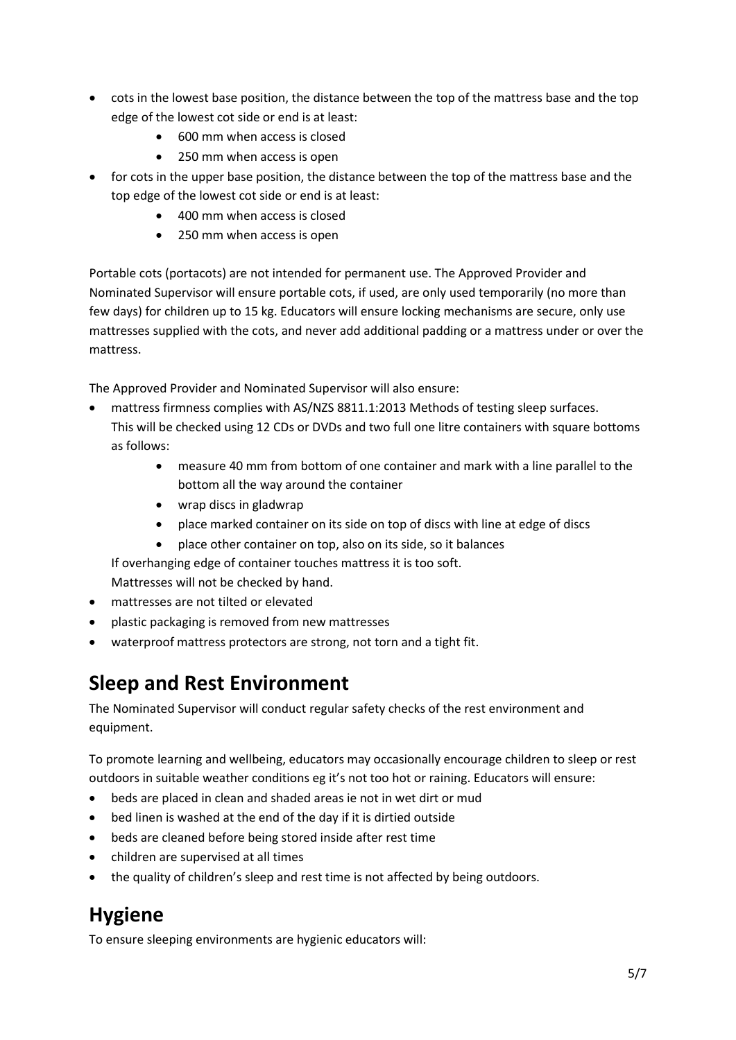- cots in the lowest base position, the distance between the top of the mattress base and the top edge of the lowest cot side or end is at least:
    - 600 mm when access is closed
    - 250 mm when access is open
- for cots in the upper base position, the distance between the top of the mattress base and the top edge of the lowest cot side or end is at least:
    - 400 mm when access is closed
    - 250 mm when access is open

Portable cots (portacots) are not intended for permanent use. The Approved Provider and Nominated Supervisor will ensure portable cots, if used, are only used temporarily (no more than few days) for children up to 15 kg. Educators will ensure locking mechanisms are secure, only use mattresses supplied with the cots, and never add additional padding or a mattress under or over the mattress.

The Approved Provider and Nominated Supervisor will also ensure:

- mattress firmness complies with AS/NZS 8811.1:2013 Methods of testing sleep surfaces. This will be checked using 12 CDs or DVDs and two full one litre containers with square bottoms as follows:
    - measure 40 mm from bottom of one container and mark with a line parallel to the bottom all the way around the container
    - wrap discs in gladwrap
    - place marked container on its side on top of discs with line at edge of discs
    - place other container on top, also on its side, so it balances

  If overhanging edge of container touches mattress it is too soft.
  Mattresses will not be checked by hand.
- mattresses are not tilted or elevated
- plastic packaging is removed from new mattresses
- waterproof mattress protectors are strong, not torn and a tight fit.

## Sleep and Rest Environment

The Nominated Supervisor will conduct regular safety checks of the rest environment and equipment.

To promote learning and wellbeing, educators may occasionally encourage children to sleep or rest outdoors in suitable weather conditions eg it's not too hot or raining. Educators will ensure:

- beds are placed in clean and shaded areas ie not in wet dirt or mud
- bed linen is washed at the end of the day if it is dirtied outside
- beds are cleaned before being stored inside after rest time
- children are supervised at all times
- the quality of children's sleep and rest time is not affected by being outdoors.

## Hygiene

To ensure sleeping environments are hygienic educators will: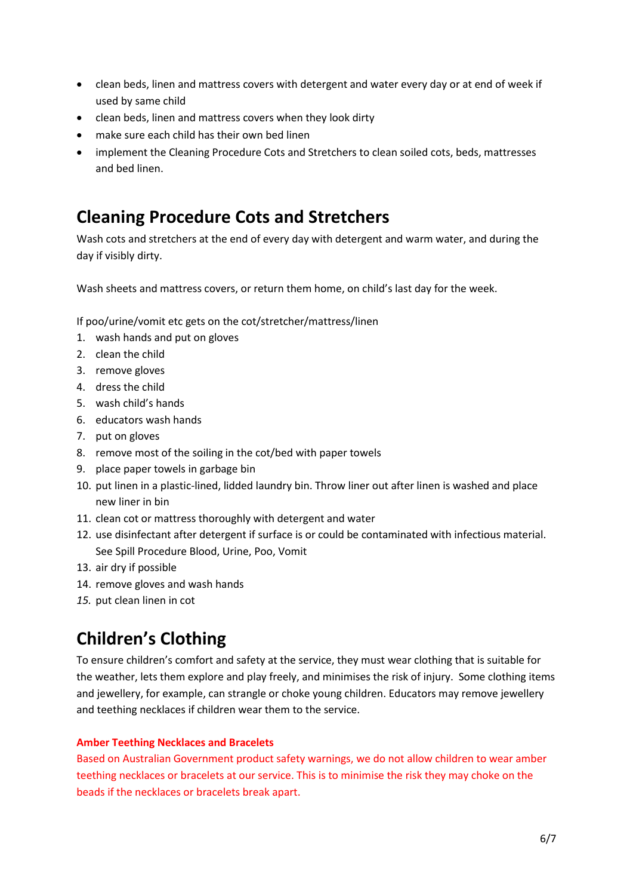- clean beds, linen and mattress covers with detergent and water every day or at end of week if used by same child
- clean beds, linen and mattress covers when they look dirty
- make sure each child has their own bed linen
- implement the Cleaning Procedure Cots and Stretchers to clean soiled cots, beds, mattresses and bed linen.

## Cleaning Procedure Cots and Stretchers

Wash cots and stretchers at the end of every day with detergent and warm water, and during the day if visibly dirty.

Wash sheets and mattress covers, or return them home, on child's last day for the week.

If poo/urine/vomit etc gets on the cot/stretcher/mattress/linen

1. wash hands and put on gloves
2. clean the child
3. remove gloves
4. dress the child
5. wash child's hands
6. educators wash hands
7. put on gloves
8. remove most of the soiling in the cot/bed with paper towels
9. place paper towels in garbage bin
10. put linen in a plastic-lined, lidded laundry bin. Throw liner out after linen is washed and place new liner in bin
11. clean cot or mattress thoroughly with detergent and water
12. use disinfectant after detergent if surface is or could be contaminated with infectious material. See Spill Procedure Blood, Urine, Poo, Vomit
13. air dry if possible
14. remove gloves and wash hands
15. put clean linen in cot

## Children's Clothing

To ensure children's comfort and safety at the service, they must wear clothing that is suitable for the weather, lets them explore and play freely, and minimises the risk of injury. Some clothing items and jewellery, for example, can strangle or choke young children. Educators may remove jewellery and teething necklaces if children wear them to the service.

**Amber Teething Necklaces and Bracelets**

Based on Australian Government product safety warnings, we do not allow children to wear amber teething necklaces or bracelets at our service. This is to minimise the risk they may choke on the beads if the necklaces or bracelets break apart.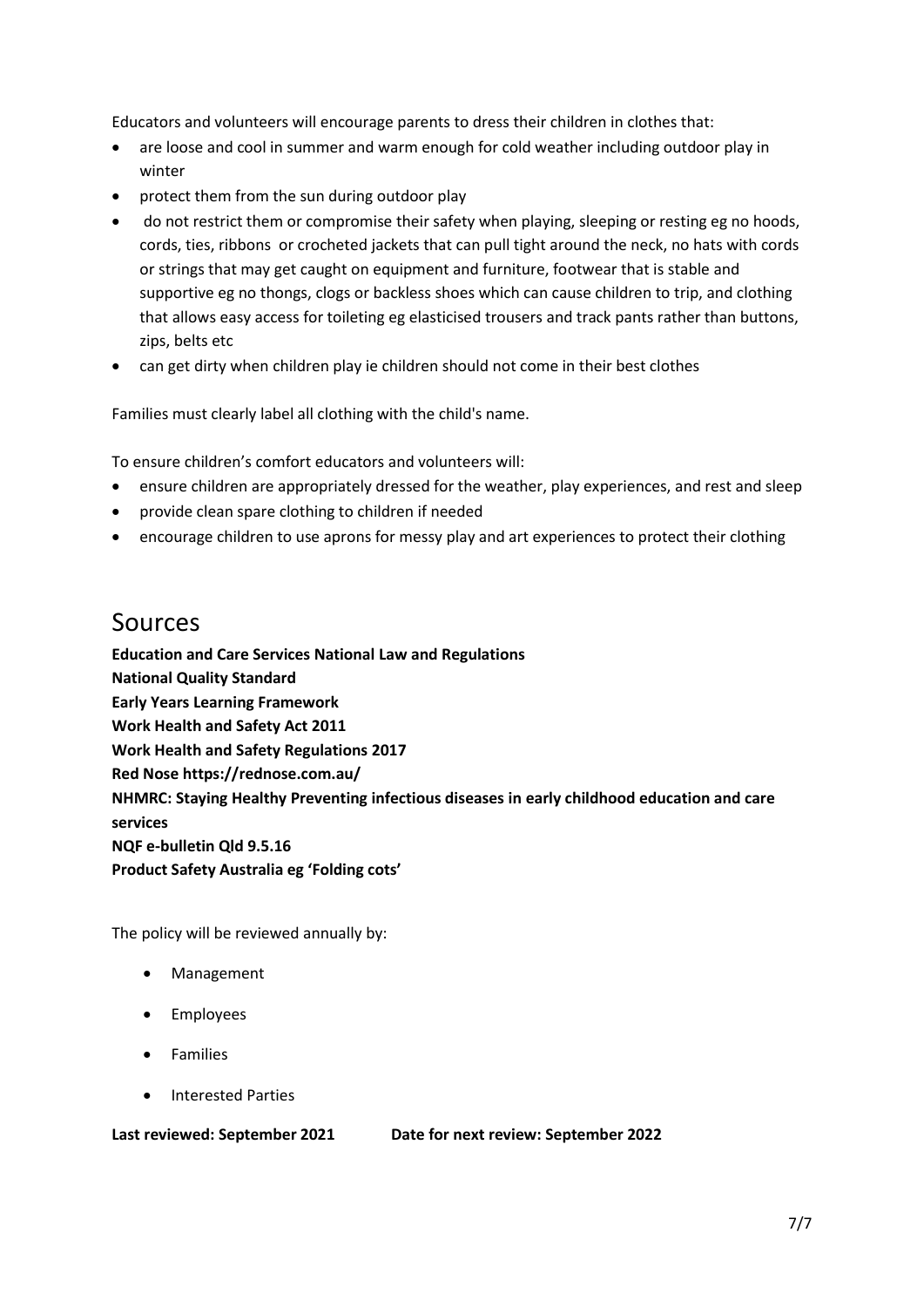Educators and volunteers will encourage parents to dress their children in clothes that:

- are loose and cool in summer and warm enough for cold weather including outdoor play in winter
- protect them from the sun during outdoor play
- do not restrict them or compromise their safety when playing, sleeping or resting eg no hoods, cords, ties, ribbons or crocheted jackets that can pull tight around the neck, no hats with cords or strings that may get caught on equipment and furniture, footwear that is stable and supportive eg no thongs, clogs or backless shoes which can cause children to trip, and clothing that allows easy access for toileting eg elasticised trousers and track pants rather than buttons, zips, belts etc
- can get dirty when children play ie children should not come in their best clothes

Families must clearly label all clothing with the child's name.

To ensure children's comfort educators and volunteers will:

- ensure children are appropriately dressed for the weather, play experiences, and rest and sleep
- provide clean spare clothing to children if needed
- encourage children to use aprons for messy play and art experiences to protect their clothing

# Sources

**Education and Care Services National Law and Regulations**
**National Quality Standard**
**Early Years Learning Framework**
**Work Health and Safety Act 2011**
**Work Health and Safety Regulations 2017**
**Red Nose https://rednose.com.au/**
**NHMRC: Staying Healthy Preventing infectious diseases in early childhood education and care services**
**NQF e-bulletin Qld 9.5.16**
**Product Safety Australia eg 'Folding cots'**

The policy will be reviewed annually by:

- Management
- Employees
- Families
- Interested Parties

**Last reviewed: September 2021** **Date for next review: September 2022**